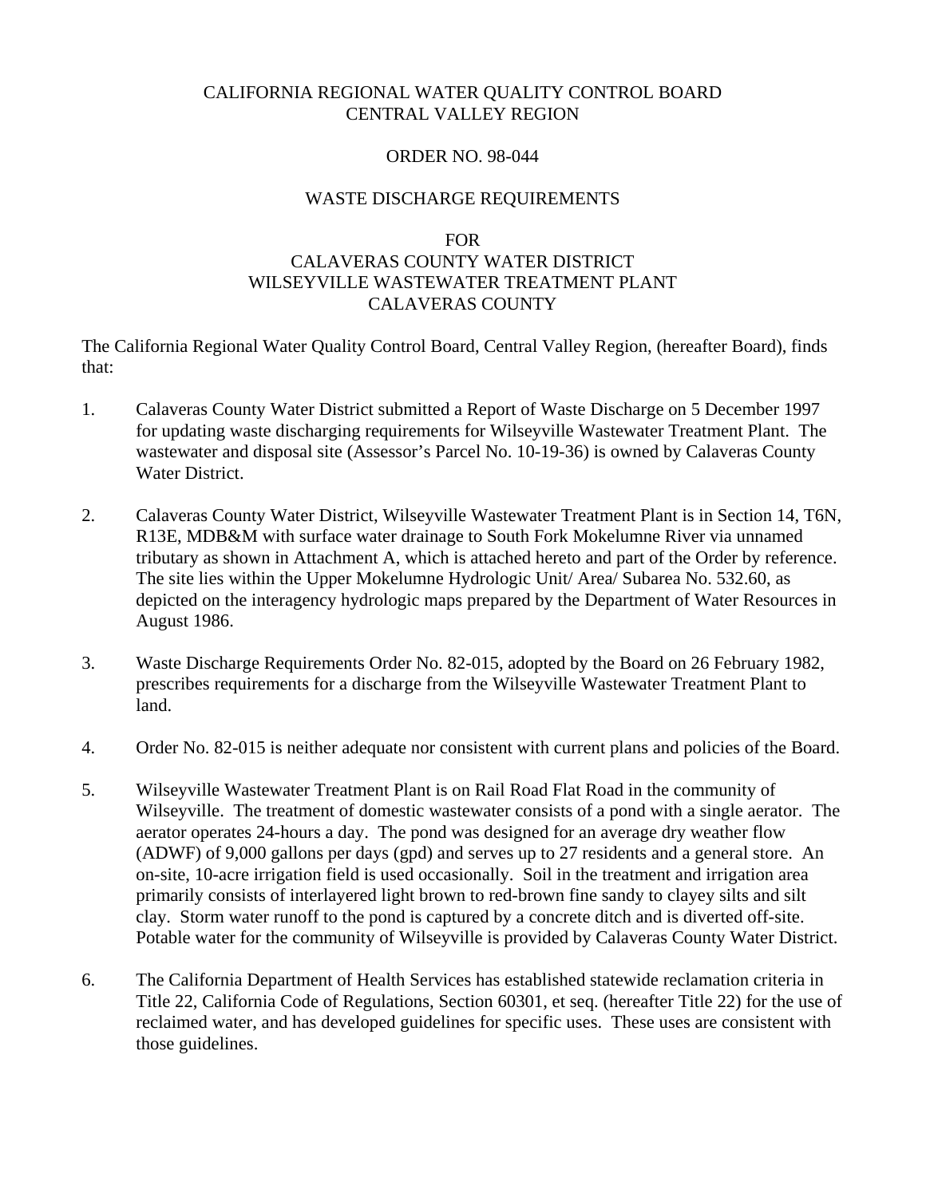# CALIFORNIA REGIONAL WATER QUALITY CONTROL BOARD
# CENTRAL VALLEY REGION

## ORDER NO. 98-044

## WASTE DISCHARGE REQUIREMENTS

## FOR
## CALAVERAS COUNTY WATER DISTRICT
## WILSEYVILLE WASTEWATER TREATMENT PLANT
## CALAVERAS COUNTY

The California Regional Water Quality Control Board, Central Valley Region, (hereafter Board), finds that:

1. Calaveras County Water District submitted a Report of Waste Discharge on 5 December 1997 for updating waste discharging requirements for Wilseyville Wastewater Treatment Plant. The wastewater and disposal site (Assessor's Parcel No. 10-19-36) is owned by Calaveras County Water District.

2. Calaveras County Water District, Wilseyville Wastewater Treatment Plant is in Section 14, T6N, R13E, MDB&M with surface water drainage to South Fork Mokelumne River via unnamed tributary as shown in Attachment A, which is attached hereto and part of the Order by reference. The site lies within the Upper Mokelumne Hydrologic Unit/ Area/ Subarea No. 532.60, as depicted on the interagency hydrologic maps prepared by the Department of Water Resources in August 1986.

3. Waste Discharge Requirements Order No. 82-015, adopted by the Board on 26 February 1982, prescribes requirements for a discharge from the Wilseyville Wastewater Treatment Plant to land.

4. Order No. 82-015 is neither adequate nor consistent with current plans and policies of the Board.

5. Wilseyville Wastewater Treatment Plant is on Rail Road Flat Road in the community of Wilseyville. The treatment of domestic wastewater consists of a pond with a single aerator. The aerator operates 24-hours a day. The pond was designed for an average dry weather flow (ADWF) of 9,000 gallons per days (gpd) and serves up to 27 residents and a general store. An on-site, 10-acre irrigation field is used occasionally. Soil in the treatment and irrigation area primarily consists of interlayered light brown to red-brown fine sandy to clayey silts and silt clay. Storm water runoff to the pond is captured by a concrete ditch and is diverted off-site. Potable water for the community of Wilseyville is provided by Calaveras County Water District.

6. The California Department of Health Services has established statewide reclamation criteria in Title 22, California Code of Regulations, Section 60301, et seq. (hereafter Title 22) for the use of reclaimed water, and has developed guidelines for specific uses. These uses are consistent with those guidelines.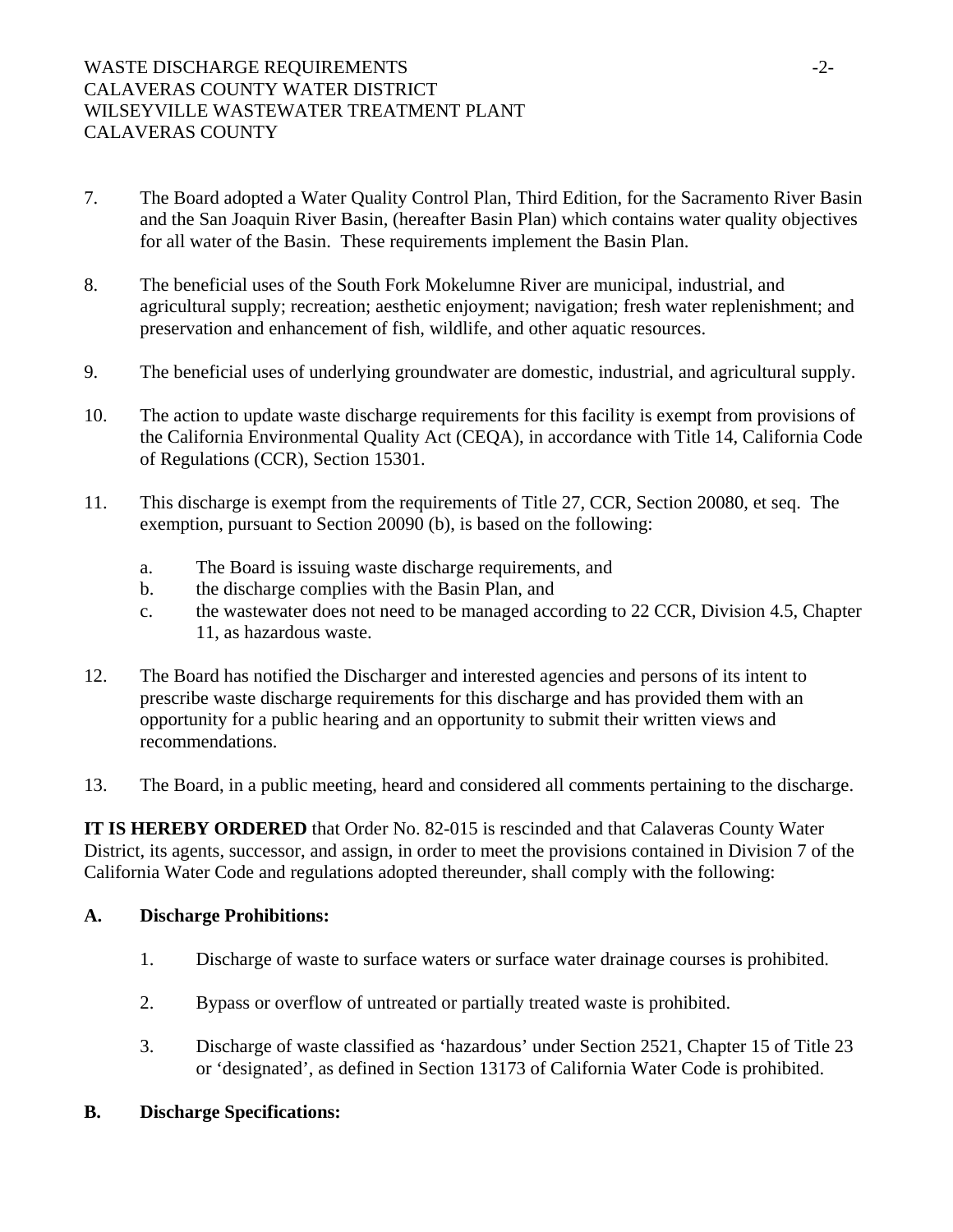7. The Board adopted a Water Quality Control Plan, Third Edition, for the Sacramento River Basin and the San Joaquin River Basin, (hereafter Basin Plan) which contains water quality objectives for all water of the Basin. These requirements implement the Basin Plan.

8. The beneficial uses of the South Fork Mokelumne River are municipal, industrial, and agricultural supply; recreation; aesthetic enjoyment; navigation; fresh water replenishment; and preservation and enhancement of fish, wildlife, and other aquatic resources.

9. The beneficial uses of underlying groundwater are domestic, industrial, and agricultural supply.

10. The action to update waste discharge requirements for this facility is exempt from provisions of the California Environmental Quality Act (CEQA), in accordance with Title 14, California Code of Regulations (CCR), Section 15301.

11. This discharge is exempt from the requirements of Title 27, CCR, Section 20080, et seq. The exemption, pursuant to Section 20090 (b), is based on the following:

    a. The Board is issuing waste discharge requirements, and
    b. the discharge complies with the Basin Plan, and
    c. the wastewater does not need to be managed according to 22 CCR, Division 4.5, Chapter 11, as hazardous waste.

12. The Board has notified the Discharger and interested agencies and persons of its intent to prescribe waste discharge requirements for this discharge and has provided them with an opportunity for a public hearing and an opportunity to submit their written views and recommendations.

13. The Board, in a public meeting, heard and considered all comments pertaining to the discharge.

**IT IS HEREBY ORDERED** that Order No. 82-015 is rescinded and that Calaveras County Water District, its agents, successor, and assign, in order to meet the provisions contained in Division 7 of the California Water Code and regulations adopted thereunder, shall comply with the following:

**A. Discharge Prohibitions:**

1. Discharge of waste to surface waters or surface water drainage courses is prohibited.

2. Bypass or overflow of untreated or partially treated waste is prohibited.

3. Discharge of waste classified as 'hazardous' under Section 2521, Chapter 15 of Title 23 or 'designated', as defined in Section 13173 of California Water Code is prohibited.

**B. Discharge Specifications:**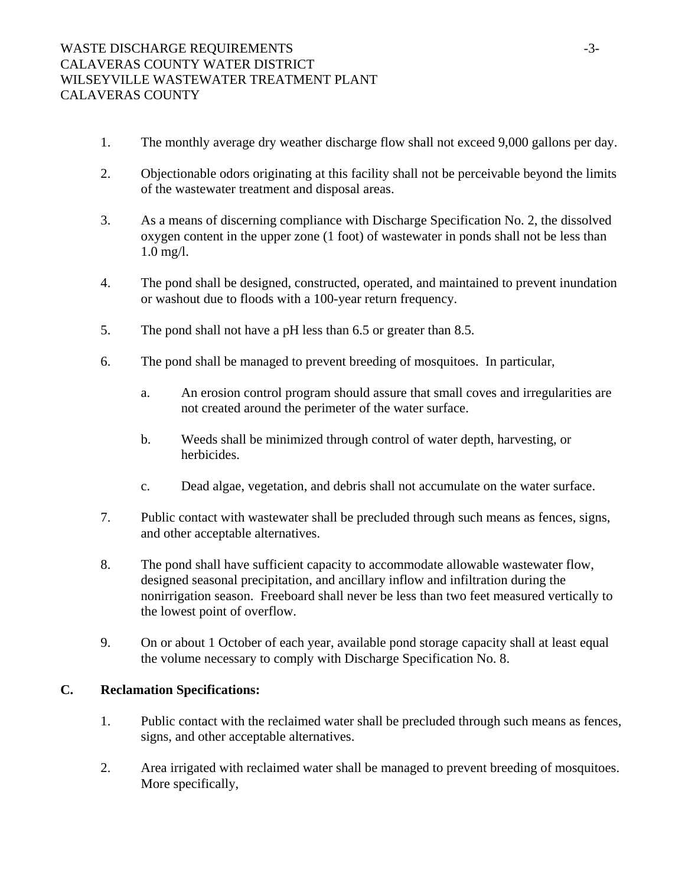1. The monthly average dry weather discharge flow shall not exceed 9,000 gallons per day.

2. Objectionable odors originating at this facility shall not be perceivable beyond the limits of the wastewater treatment and disposal areas.

3. As a means of discerning compliance with Discharge Specification No. 2, the dissolved oxygen content in the upper zone (1 foot) of wastewater in ponds shall not be less than 1.0 mg/l.

4. The pond shall be designed, constructed, operated, and maintained to prevent inundation or washout due to floods with a 100-year return frequency.

5. The pond shall not have a pH less than 6.5 or greater than 8.5.

6. The pond shall be managed to prevent breeding of mosquitoes. In particular,

    a. An erosion control program should assure that small coves and irregularities are not created around the perimeter of the water surface.

    b. Weeds shall be minimized through control of water depth, harvesting, or herbicides.

    c. Dead algae, vegetation, and debris shall not accumulate on the water surface.

7. Public contact with wastewater shall be precluded through such means as fences, signs, and other acceptable alternatives.

8. The pond shall have sufficient capacity to accommodate allowable wastewater flow, designed seasonal precipitation, and ancillary inflow and infiltration during the nonirrigation season. Freeboard shall never be less than two feet measured vertically to the lowest point of overflow.

9. On or about 1 October of each year, available pond storage capacity shall at least equal the volume necessary to comply with Discharge Specification No. 8.

## C. Reclamation Specifications:

1. Public contact with the reclaimed water shall be precluded through such means as fences, signs, and other acceptable alternatives.

2. Area irrigated with reclaimed water shall be managed to prevent breeding of mosquitoes. More specifically,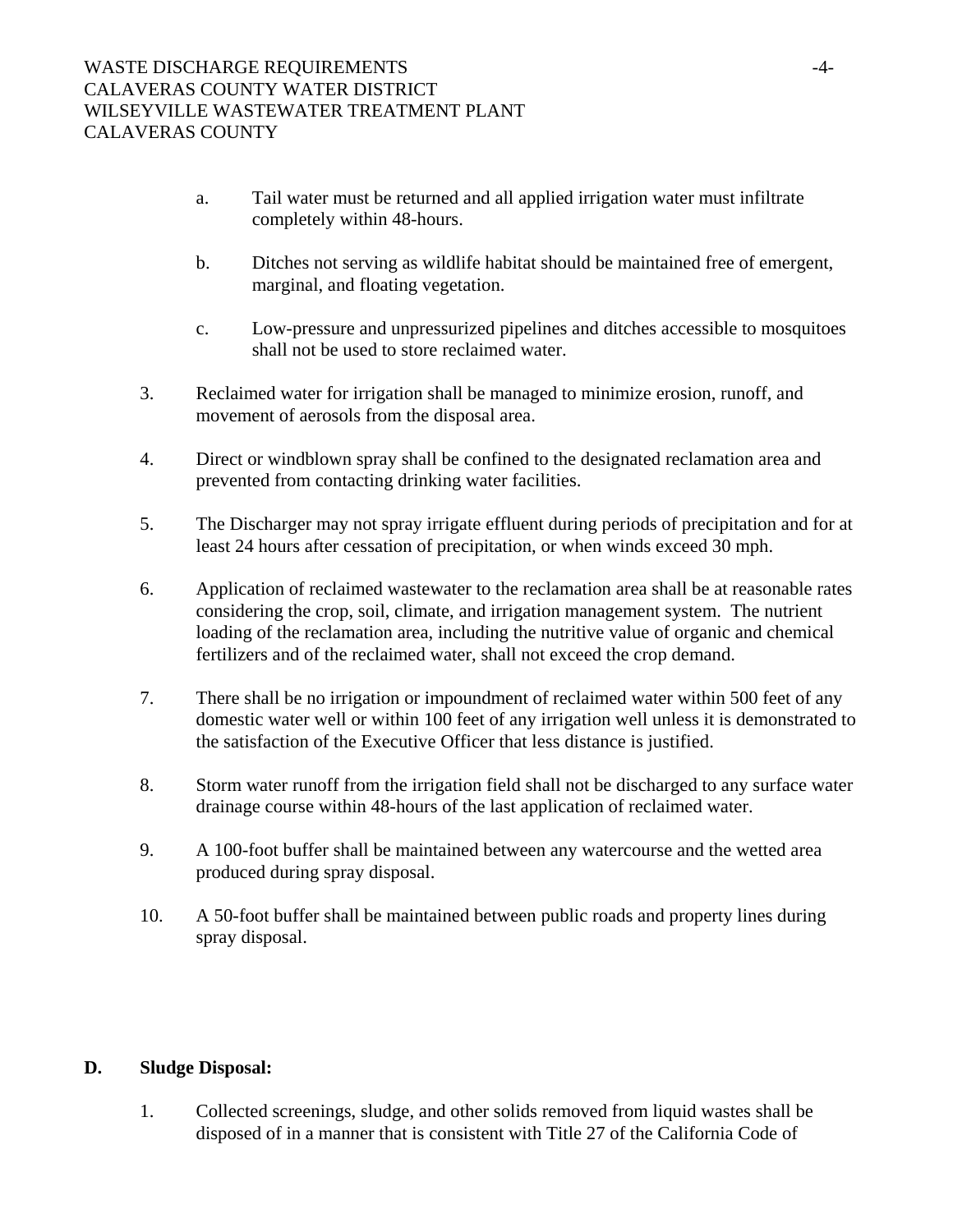a. Tail water must be returned and all applied irrigation water must infiltrate completely within 48-hours.

b. Ditches not serving as wildlife habitat should be maintained free of emergent, marginal, and floating vegetation.

c. Low-pressure and unpressurized pipelines and ditches accessible to mosquitoes shall not be used to store reclaimed water.

3. Reclaimed water for irrigation shall be managed to minimize erosion, runoff, and movement of aerosols from the disposal area.

4. Direct or windblown spray shall be confined to the designated reclamation area and prevented from contacting drinking water facilities.

5. The Discharger may not spray irrigate effluent during periods of precipitation and for at least 24 hours after cessation of precipitation, or when winds exceed 30 mph.

6. Application of reclaimed wastewater to the reclamation area shall be at reasonable rates considering the crop, soil, climate, and irrigation management system. The nutrient loading of the reclamation area, including the nutritive value of organic and chemical fertilizers and of the reclaimed water, shall not exceed the crop demand.

7. There shall be no irrigation or impoundment of reclaimed water within 500 feet of any domestic water well or within 100 feet of any irrigation well unless it is demonstrated to the satisfaction of the Executive Officer that less distance is justified.

8. Storm water runoff from the irrigation field shall not be discharged to any surface water drainage course within 48-hours of the last application of reclaimed water.

9. A 100-foot buffer shall be maintained between any watercourse and the wetted area produced during spray disposal.

10. A 50-foot buffer shall be maintained between public roads and property lines during spray disposal.

**D. Sludge Disposal:**

1. Collected screenings, sludge, and other solids removed from liquid wastes shall be disposed of in a manner that is consistent with Title 27 of the California Code of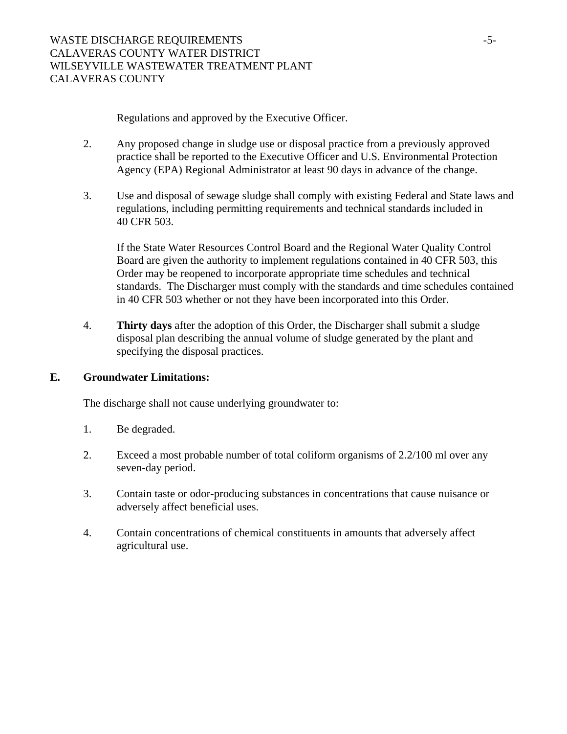Regulations and approved by the Executive Officer.

2. Any proposed change in sludge use or disposal practice from a previously approved practice shall be reported to the Executive Officer and U.S. Environmental Protection Agency (EPA) Regional Administrator at least 90 days in advance of the change.

3. Use and disposal of sewage sludge shall comply with existing Federal and State laws and regulations, including permitting requirements and technical standards included in 40 CFR 503.

   If the State Water Resources Control Board and the Regional Water Quality Control Board are given the authority to implement regulations contained in 40 CFR 503, this Order may be reopened to incorporate appropriate time schedules and technical standards. The Discharger must comply with the standards and time schedules contained in 40 CFR 503 whether or not they have been incorporated into this Order.

4. **Thirty days** after the adoption of this Order, the Discharger shall submit a sludge disposal plan describing the annual volume of sludge generated by the plant and specifying the disposal practices.

**E. Groundwater Limitations:**

The discharge shall not cause underlying groundwater to:

1. Be degraded.

2. Exceed a most probable number of total coliform organisms of 2.2/100 ml over any seven-day period.

3. Contain taste or odor-producing substances in concentrations that cause nuisance or adversely affect beneficial uses.

4. Contain concentrations of chemical constituents in amounts that adversely affect agricultural use.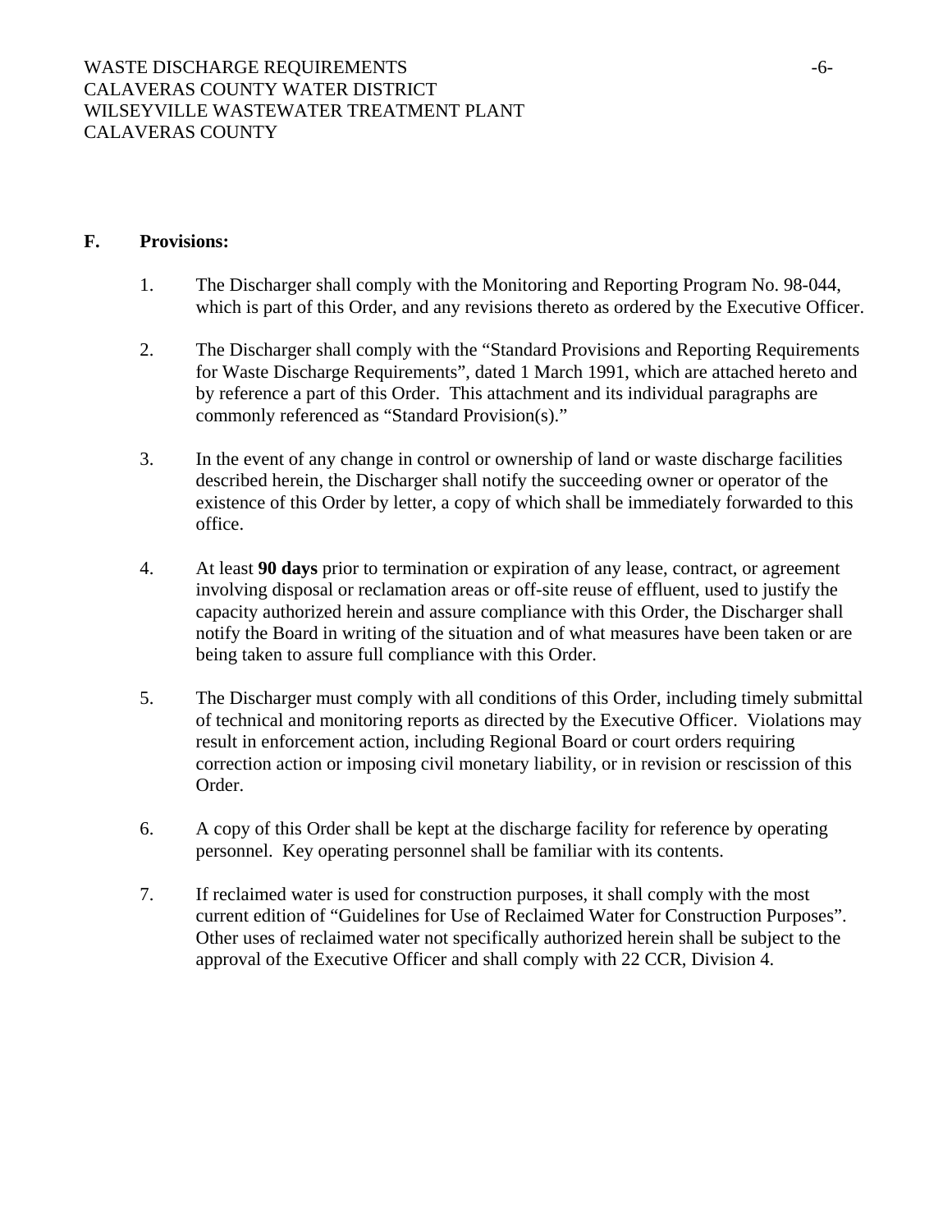## F. Provisions:

1. The Discharger shall comply with the Monitoring and Reporting Program No. 98-044, which is part of this Order, and any revisions thereto as ordered by the Executive Officer.

2. The Discharger shall comply with the "Standard Provisions and Reporting Requirements for Waste Discharge Requirements", dated 1 March 1991, which are attached hereto and by reference a part of this Order. This attachment and its individual paragraphs are commonly referenced as "Standard Provision(s)."

3. In the event of any change in control or ownership of land or waste discharge facilities described herein, the Discharger shall notify the succeeding owner or operator of the existence of this Order by letter, a copy of which shall be immediately forwarded to this office.

4. At least **90 days** prior to termination or expiration of any lease, contract, or agreement involving disposal or reclamation areas or off-site reuse of effluent, used to justify the capacity authorized herein and assure compliance with this Order, the Discharger shall notify the Board in writing of the situation and of what measures have been taken or are being taken to assure full compliance with this Order.

5. The Discharger must comply with all conditions of this Order, including timely submittal of technical and monitoring reports as directed by the Executive Officer. Violations may result in enforcement action, including Regional Board or court orders requiring correction action or imposing civil monetary liability, or in revision or rescission of this Order.

6. A copy of this Order shall be kept at the discharge facility for reference by operating personnel. Key operating personnel shall be familiar with its contents.

7. If reclaimed water is used for construction purposes, it shall comply with the most current edition of "Guidelines for Use of Reclaimed Water for Construction Purposes". Other uses of reclaimed water not specifically authorized herein shall be subject to the approval of the Executive Officer and shall comply with 22 CCR, Division 4.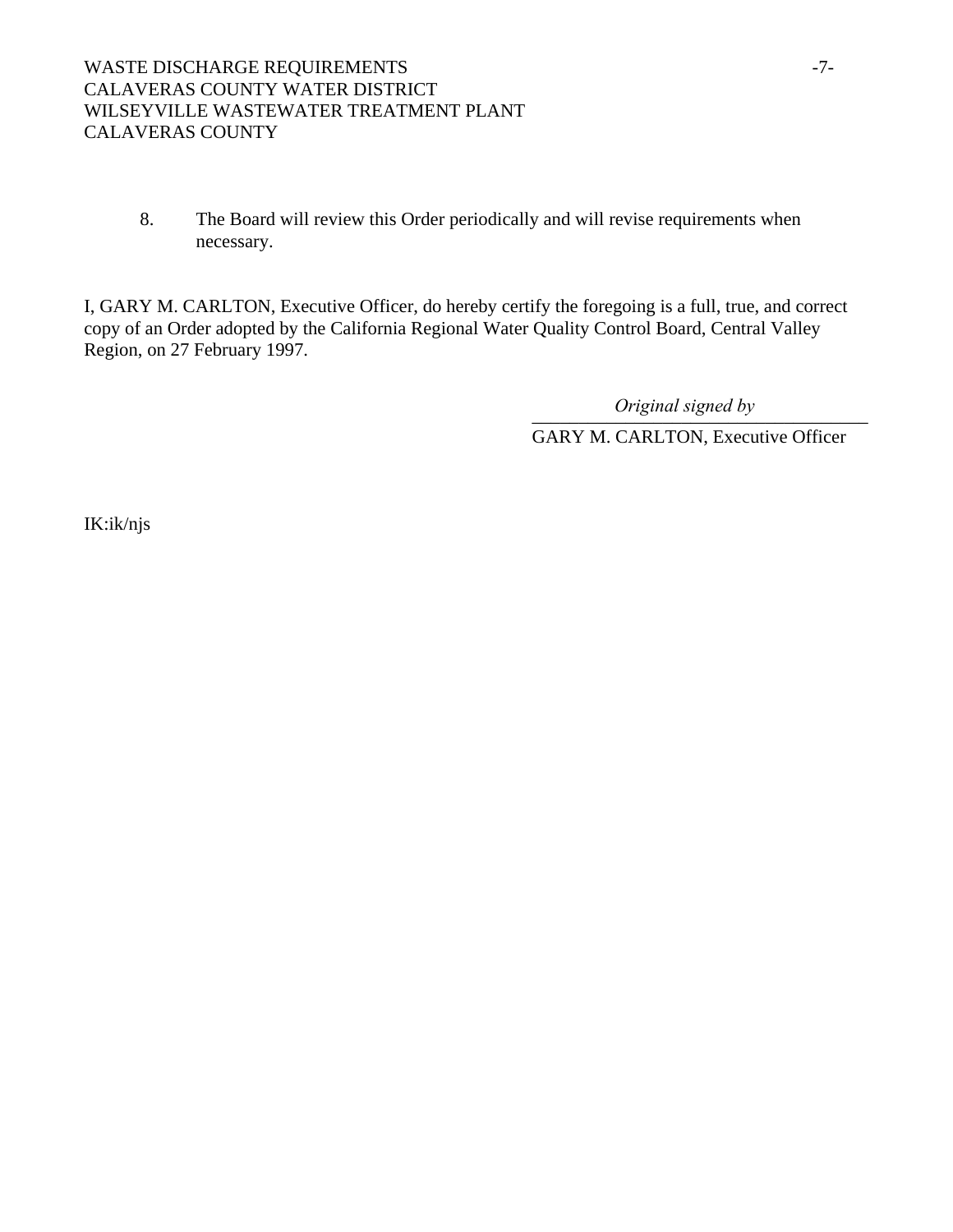8. The Board will review this Order periodically and will revise requirements when necessary.

I, GARY M. CARLTON, Executive Officer, do hereby certify the foregoing is a full, true, and correct copy of an Order adopted by the California Regional Water Quality Control Board, Central Valley Region, on 27 February 1997.

*Original signed by*

GARY M. CARLTON, Executive Officer

IK:ik/njs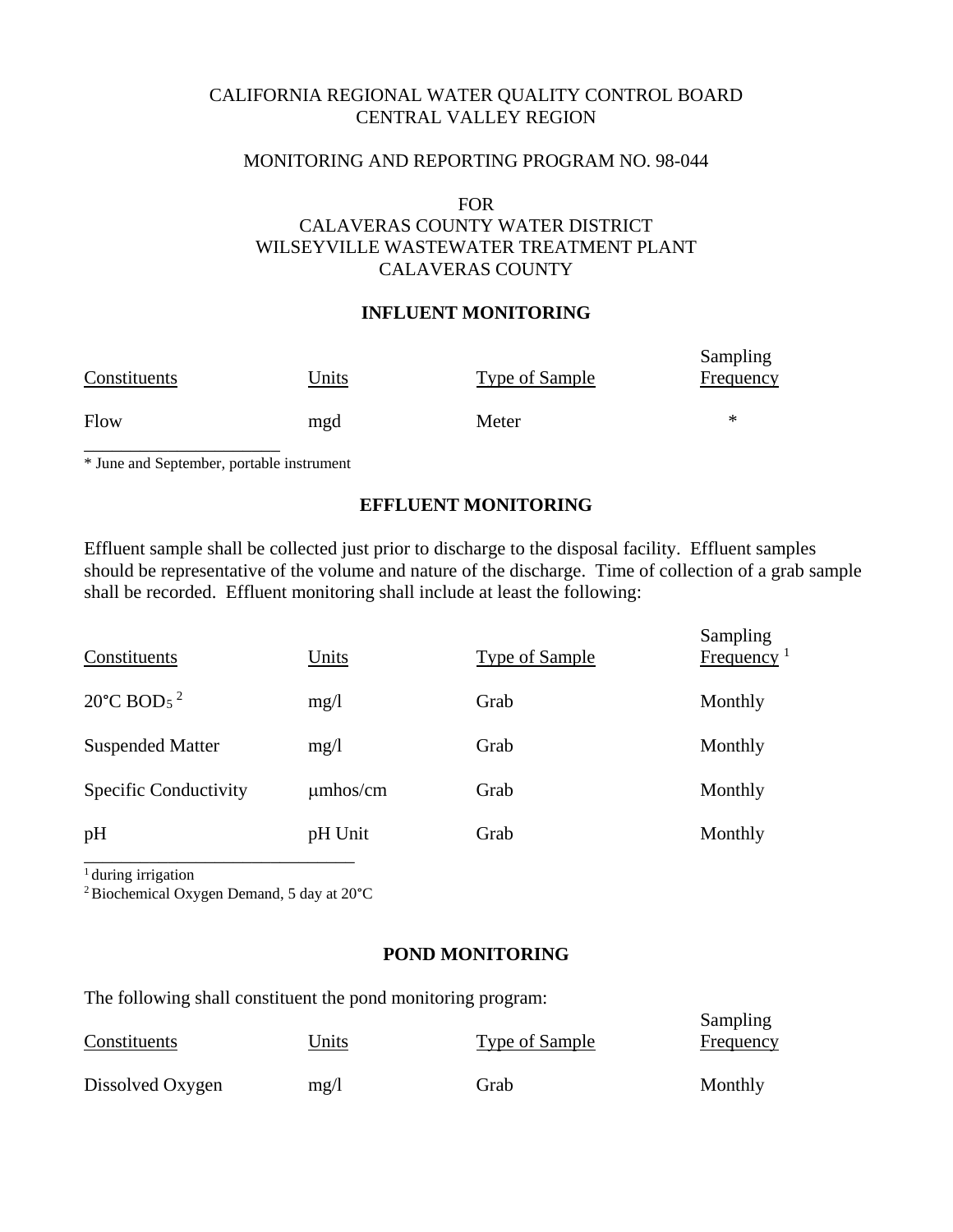CALIFORNIA REGIONAL WATER QUALITY CONTROL BOARD
CENTRAL VALLEY REGION

MONITORING AND REPORTING PROGRAM NO. 98-044

FOR
CALAVERAS COUNTY WATER DISTRICT
WILSEYVILLE WASTEWATER TREATMENT PLANT
CALAVERAS COUNTY

## INFLUENT MONITORING

| Constituents | Units | Type of Sample | Sampling Frequency |
|---|---|---|---|
| Flow | mgd | Meter | * |

* June and September, portable instrument

## EFFLUENT MONITORING

Effluent sample shall be collected just prior to discharge to the disposal facility. Effluent samples should be representative of the volume and nature of the discharge. Time of collection of a grab sample shall be recorded. Effluent monitoring shall include at least the following:

| Constituents | Units | Type of Sample | Sampling Frequency [1] |
|---|---|---|---|
| 20°C $BOD_5$ [2] | mg/l | Grab | Monthly |
| Suspended Matter | mg/l | Grab | Monthly |
| Specific Conductivity | μmhos/cm | Grab | Monthly |
| pH | pH Unit | Grab | Monthly |

[1] during irrigation
[2] Biochemical Oxygen Demand, 5 day at 20°C

## POND MONITORING

The following shall constituent the pond monitoring program:

| Constituents | Units | Type of Sample | Sampling Frequency |
|---|---|---|---|
| Dissolved Oxygen | mg/l | Grab | Monthly |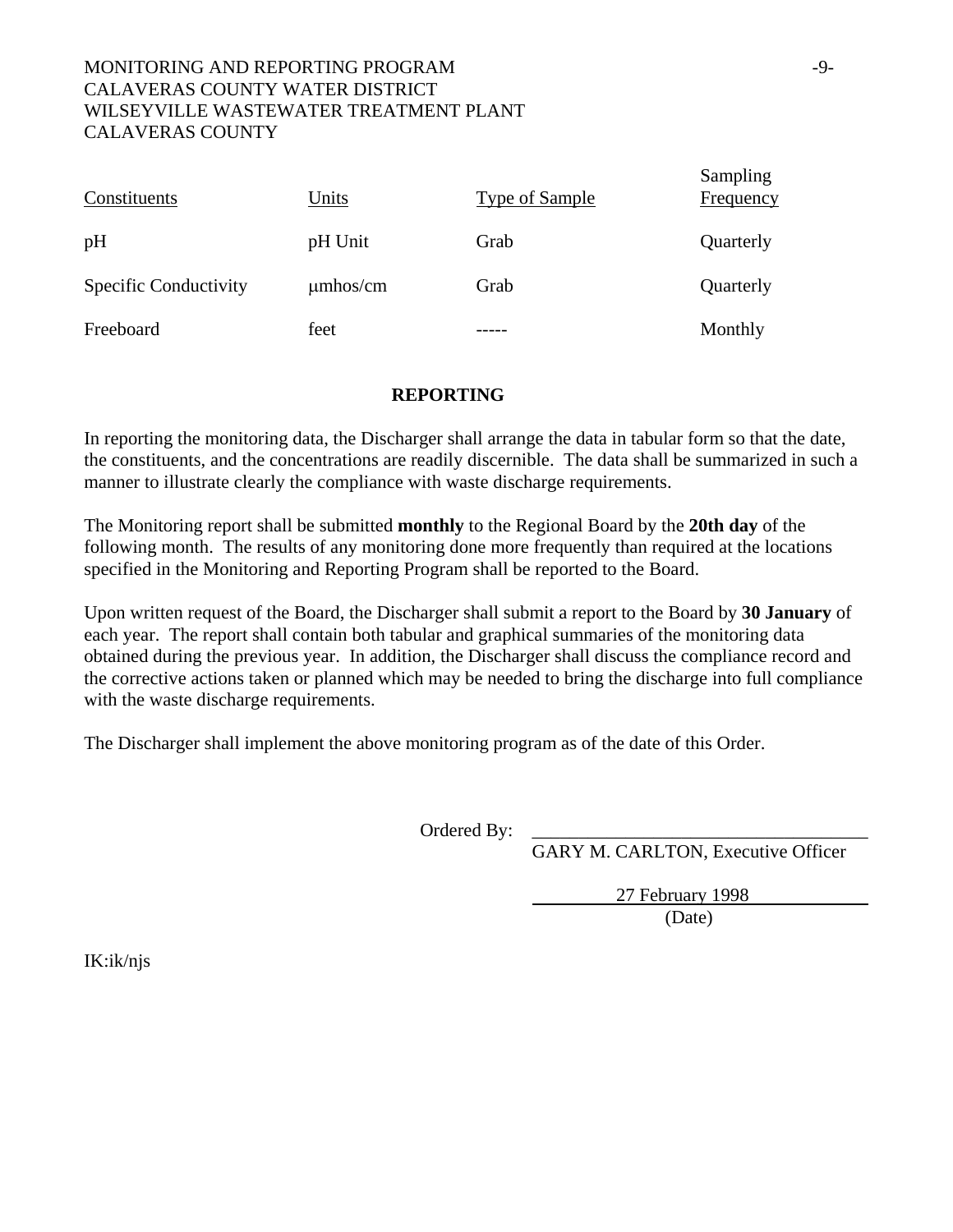| Constituents | Units | Type of Sample | Sampling Frequency |
|---|---|---|---|
| pH | pH Unit | Grab | Quarterly |
| Specific Conductivity | μmhos/cm | Grab | Quarterly |
| Freeboard | feet | ----- | Monthly |

## REPORTING

In reporting the monitoring data, the Discharger shall arrange the data in tabular form so that the date, the constituents, and the concentrations are readily discernible. The data shall be summarized in such a manner to illustrate clearly the compliance with waste discharge requirements.

The Monitoring report shall be submitted **monthly** to the Regional Board by the **20th day** of the following month. The results of any monitoring done more frequently than required at the locations specified in the Monitoring and Reporting Program shall be reported to the Board.

Upon written request of the Board, the Discharger shall submit a report to the Board by **30 January** of each year. The report shall contain both tabular and graphical summaries of the monitoring data obtained during the previous year. In addition, the Discharger shall discuss the compliance record and the corrective actions taken or planned which may be needed to bring the discharge into full compliance with the waste discharge requirements.

The Discharger shall implement the above monitoring program as of the date of this Order.

Ordered By: ___________________________________

GARY M. CARLTON, Executive Officer

27 February 1998

(Date)

IK:ik/njs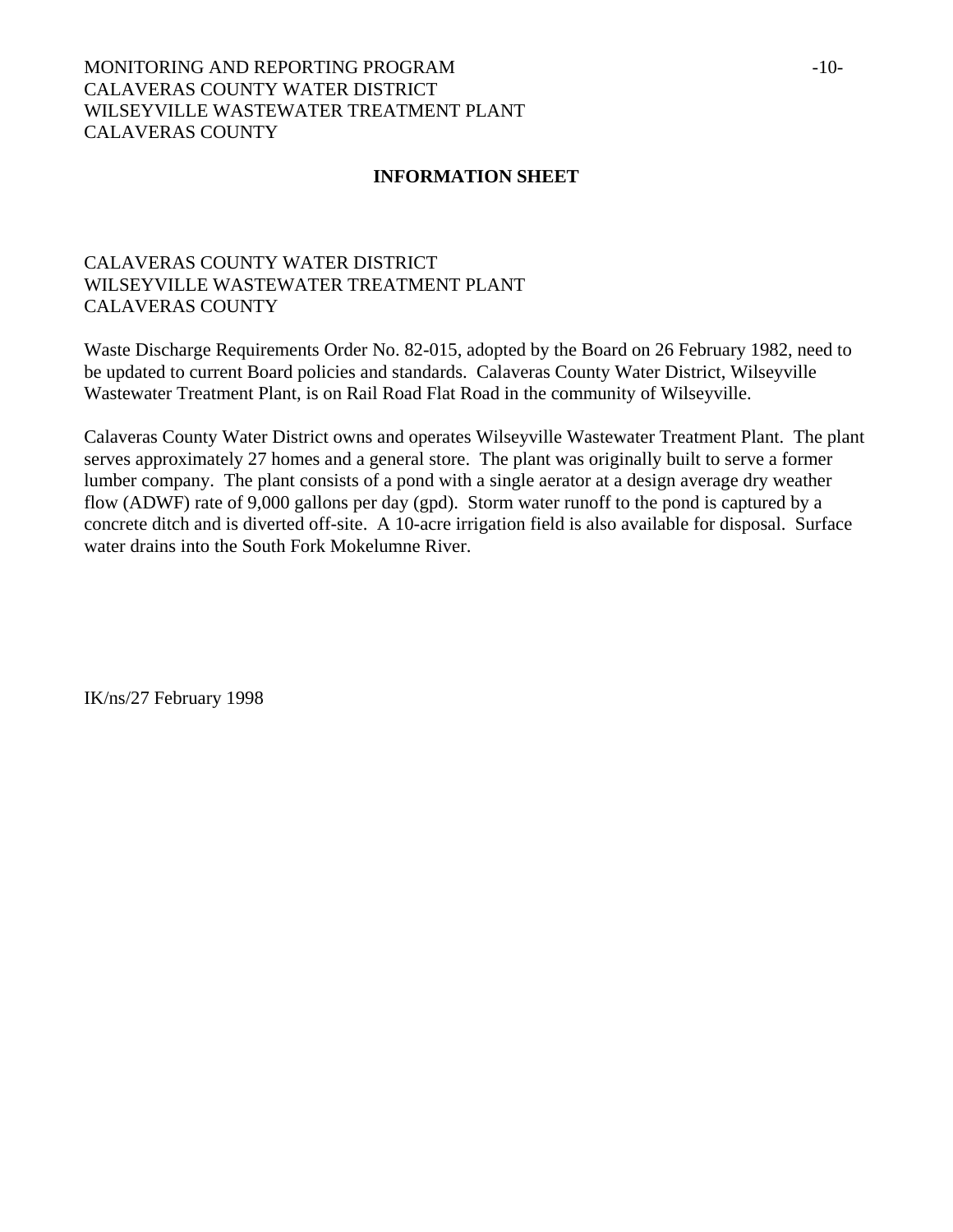## INFORMATION SHEET

CALAVERAS COUNTY WATER DISTRICT
WILSEYVILLE WASTEWATER TREATMENT PLANT
CALAVERAS COUNTY

Waste Discharge Requirements Order No. 82-015, adopted by the Board on 26 February 1982, need to be updated to current Board policies and standards. Calaveras County Water District, Wilseyville Wastewater Treatment Plant, is on Rail Road Flat Road in the community of Wilseyville.

Calaveras County Water District owns and operates Wilseyville Wastewater Treatment Plant. The plant serves approximately 27 homes and a general store. The plant was originally built to serve a former lumber company. The plant consists of a pond with a single aerator at a design average dry weather flow (ADWF) rate of 9,000 gallons per day (gpd). Storm water runoff to the pond is captured by a concrete ditch and is diverted off-site. A 10-acre irrigation field is also available for disposal. Surface water drains into the South Fork Mokelumne River.

IK/ns/27 February 1998